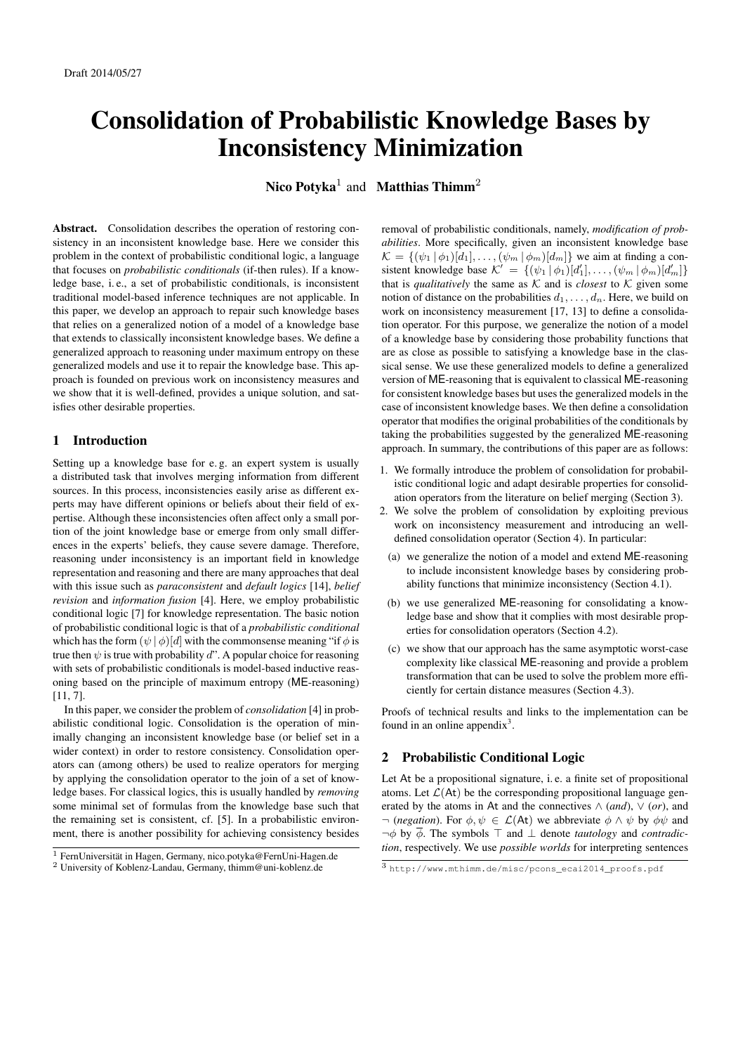Draft 2014/05/27

# Consolidation of Probabilistic Knowledge Bases by Inconsistency Minimization

**Nico Potyka**[1] and **Matthias Thimm**[2]

**Abstract.** Consolidation describes the operation of restoring consistency in an inconsistent knowledge base. Here we consider this problem in the context of probabilistic conditional logic, a language that focuses on *probabilistic conditionals* (if-then rules). If a knowledge base, i. e., a set of probabilistic conditionals, is inconsistent traditional model-based inference techniques are not applicable. In this paper, we develop an approach to repair such knowledge bases that relies on a generalized notion of a model of a knowledge base that extends to classically inconsistent knowledge bases. We define a generalized approach to reasoning under maximum entropy on these generalized models and use it to repair the knowledge base. This approach is founded on previous work on inconsistency measures and we show that it is well-defined, provides a unique solution, and satisfies other desirable properties.

## 1 Introduction

Setting up a knowledge base for e. g. an expert system is usually a distributed task that involves merging information from different sources. In this process, inconsistencies easily arise as different experts may have different opinions or beliefs about their field of expertise. Although these inconsistencies often affect only a small portion of the joint knowledge base or emerge from only small differences in the experts' beliefs, they cause severe damage. Therefore, reasoning under inconsistency is an important field in knowledge representation and reasoning and there are many approaches that deal with this issue such as *paraconsistent* and *default logics* [14], *belief revision* and *information fusion* [4]. Here, we employ probabilistic conditional logic [7] for knowledge representation. The basic notion of probabilistic conditional logic is that of a *probabilistic conditional* which has the form $(\psi \,|\, \phi)[d]$ with the commonsense meaning "if $\phi$ is true then $\psi$ is true with probability $d$". A popular choice for reasoning with sets of probabilistic conditionals is model-based inductive reasoning based on the principle of maximum entropy (ME-reasoning) [11, 7].

In this paper, we consider the problem of *consolidation* [4] in probabilistic conditional logic. Consolidation is the operation of minimally changing an inconsistent knowledge base (or belief set in a wider context) in order to restore consistency. Consolidation operators can (among others) be used to realize operators for merging by applying the consolidation operator to the join of a set of knowledge bases. For classical logics, this is usually handled by *removing* some minimal set of formulas from the knowledge base such that the remaining set is consistent, cf. [5]. In a probabilistic environment, there is another possibility for achieving consistency besides removal of probabilistic conditionals, namely, *modification of probabilities*. More specifically, given an inconsistent knowledge base $\mathcal{K} = \{(\psi_1 \,|\, \phi_1)[d_1], \ldots, (\psi_m \,|\, \phi_m)[d_m]\}$ we aim at finding a consistent knowledge base $\mathcal{K}' = \{(\psi_1 \,|\, \phi_1)[d'_1], \ldots, (\psi_m \,|\, \phi_m)[d'_m]\}$ that is *qualitatively* the same as $\mathcal{K}$ and is *closest* to $\mathcal{K}$ given some notion of distance on the probabilities $d_1, \ldots, d_n$. Here, we build on work on inconsistency measurement [17, 13] to define a consolidation operator. For this purpose, we generalize the notion of a model of a knowledge base by considering those probability functions that are as close as possible to satisfying a knowledge base in the classical sense. We use these generalized models to define a generalized version of ME-reasoning that is equivalent to classical ME-reasoning for consistent knowledge bases but uses the generalized models in the case of inconsistent knowledge bases. We then define a consolidation operator that modifies the original probabilities of the conditionals by taking the probabilities suggested by the generalized ME-reasoning approach. In summary, the contributions of this paper are as follows:

1. We formally introduce the problem of consolidation for probabilistic conditional logic and adapt desirable properties for consolidation operators from the literature on belief merging (Section 3).
2. We solve the problem of consolidation by exploiting previous work on inconsistency measurement and introducing an well-defined consolidation operator (Section 4). In particular:
   (a) we generalize the notion of a model and extend ME-reasoning to include inconsistent knowledge bases by considering probability functions that minimize inconsistency (Section 4.1).
   (b) we use generalized ME-reasoning for consolidating a knowledge base and show that it complies with most desirable properties for consolidation operators (Section 4.2).
   (c) we show that our approach has the same asymptotic worst-case complexity like classical ME-reasoning and provide a problem transformation that can be used to solve the problem more efficiently for certain distance measures (Section 4.3).

Proofs of technical results and links to the implementation can be found in an online appendix[3].

## 2 Probabilistic Conditional Logic

Let At be a propositional signature, i. e. a finite set of propositional atoms. Let $\mathcal{L}(\mathsf{At})$ be the corresponding propositional language generated by the atoms in At and the connectives $\wedge$ (*and*), $\vee$ (*or*), and $\neg$ (*negation*). For $\phi, \psi \in \mathcal{L}(\mathsf{At})$ we abbreviate $\phi \wedge \psi$ by $\phi\psi$ and $\neg\phi$ by $\overline{\phi}$. The symbols $\top$ and $\bot$ denote *tautology* and *contradiction*, respectively. We use *possible worlds* for interpreting sentences

[1] FernUniversität in Hagen, Germany, nico.potyka@FernUni-Hagen.de

[2] University of Koblenz-Landau, Germany, thimm@uni-koblenz.de

[3] http://www.mthimm.de/misc/pcons_ecai2014_proofs.pdf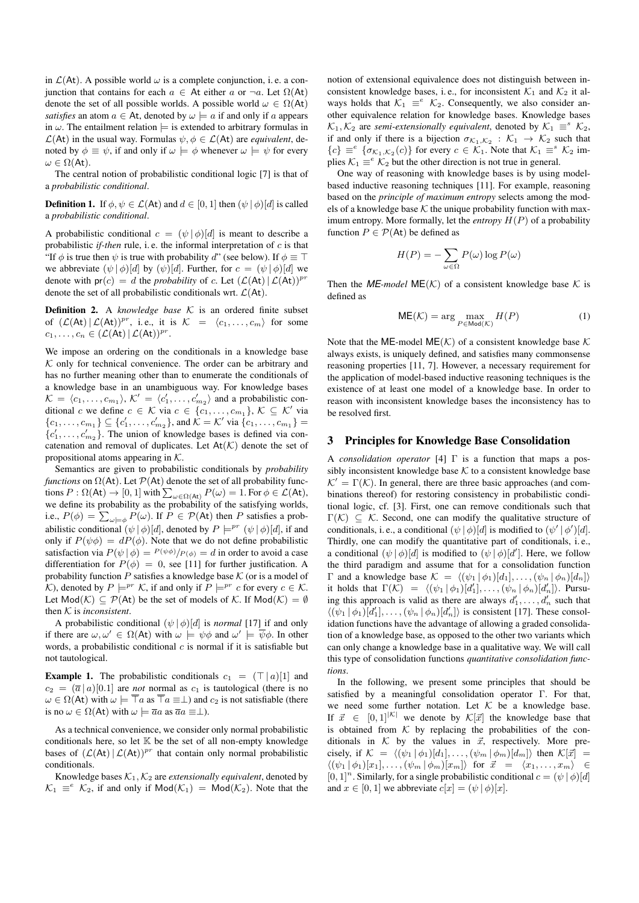in $\mathcal{L}(\mathsf{At})$. A possible world $\omega$ is a complete conjunction, i. e. a conjunction that contains for each $a \in \mathsf{At}$ either $a$ or $\neg a$. Let $\Omega(\mathsf{At})$ denote the set of all possible worlds. A possible world $\omega \in \Omega(\mathsf{At})$ *satisfies* an atom $a \in \mathsf{At}$, denoted by $\omega \models a$ if and only if $a$ appears in $\omega$. The entailment relation $\models$ is extended to arbitrary formulas in $\mathcal{L}(\mathsf{At})$ in the usual way. Formulas $\psi, \phi \in \mathcal{L}(\mathsf{At})$ are *equivalent*, denoted by $\phi \equiv \psi$, if and only if $\omega \models \phi$ whenever $\omega \models \psi$ for every $\omega \in \Omega(\mathsf{At})$.

The central notion of probabilistic conditional logic [7] is that of a *probabilistic conditional*.

**Definition 1.** If $\phi, \psi \in \mathcal{L}(\mathsf{At})$ and $d \in [0, 1]$ then $(\psi \,|\, \phi)[d]$ is called a *probabilistic conditional*.

A probabilistic conditional $c = (\psi \,|\, \phi)[d]$ is meant to describe a probabilistic *if-then* rule, i. e. the informal interpretation of $c$ is that "If $\phi$ is true then $\psi$ is true with probability $d$" (see below). If $\phi \equiv \top$ we abbreviate $(\psi \,|\, \phi)[d]$ by $(\psi)[d]$. Further, for $c = (\psi \,|\, \phi)[d]$ we denote with $\mathsf{pr}(c) = d$ the *probability* of $c$. Let $(\mathcal{L}(\mathsf{At}) \,|\, \mathcal{L}(\mathsf{At}))^{pr}$ denote the set of all probabilistic conditionals wrt. $\mathcal{L}(\mathsf{At})$.

**Definition 2.** A *knowledge base* $\mathcal{K}$ is an ordered finite subset of $(\mathcal{L}(\mathsf{At}) \,|\, \mathcal{L}(\mathsf{At}))^{pr}$, i. e., it is $\mathcal{K} = \langle c_1, \ldots, c_m \rangle$ for some $c_1, \ldots, c_n \in (\mathcal{L}(\mathsf{At}) \,|\, \mathcal{L}(\mathsf{At}))^{pr}$.

We impose an ordering on the conditionals in a knowledge base $\mathcal{K}$ only for technical convenience. The order can be arbitrary and has no further meaning other than to enumerate the conditionals of a knowledge base in an unambiguous way. For knowledge bases $\mathcal{K} = \langle c_1, \ldots, c_{m_1} \rangle$, $\mathcal{K}' = \langle c'_1, \ldots, c'_{m_2} \rangle$ and a probabilistic conditional $c$ we define $c \in \mathcal{K}$ via $c \in \{c_1, \ldots, c_{m_1}\}$, $\mathcal{K} \subseteq \mathcal{K}'$ via $\{c_1, \ldots, c_{m_1}\} \subseteq \{c'_1, \ldots, c'_{m_2}\}$, and $\mathcal{K} = \mathcal{K}'$ via $\{c_1, \ldots, c_{m_1}\} = \{c'_1, \ldots, c'_{m_2}\}$. The union of knowledge bases is defined via concatenation and removal of duplicates. Let $\mathsf{At}(\mathcal{K})$ denote the set of propositional atoms appearing in $\mathcal{K}$.

Semantics are given to probabilistic conditionals by *probability functions* on $\Omega(\mathsf{At})$. Let $\mathcal{P}(\mathsf{At})$ denote the set of all probability functions $P : \Omega(\mathsf{At}) \to [0, 1]$ with $\sum_{\omega \in \Omega(\mathsf{At})} P(\omega) = 1$. For $\phi \in \mathcal{L}(\mathsf{At})$, we define its probability as the probability of the satisfying worlds, i.e., $P(\phi) = \sum_{\omega \models \phi} P(\omega)$. If $P \in \mathcal{P}(\mathsf{At})$ then $P$ satisfies a probabilistic conditional $(\psi \,|\, \phi)[d]$, denoted by $P \models^{pr} (\psi \,|\, \phi)[d]$, if and only if $P(\psi\phi) = dP(\phi)$. Note that we do not define probabilistic satisfaction via $P(\psi \,|\, \phi) = P(\psi\phi)/P(\phi) = d$ in order to avoid a case differentiation for $P(\phi) = 0$, see [11] for further justification. A probability function $P$ satisfies a knowledge base $\mathcal{K}$ (or is a model of $\mathcal{K}$), denoted by $P \models^{pr} \mathcal{K}$, if and only if $P \models^{pr} c$ for every $c \in \mathcal{K}$. Let $\mathsf{Mod}(\mathcal{K}) \subseteq \mathcal{P}(\mathsf{At})$ be the set of models of $\mathcal{K}$. If $\mathsf{Mod}(\mathcal{K}) = \emptyset$ then $\mathcal{K}$ is *inconsistent*.

A probabilistic conditional $(\psi \,|\, \phi)[d]$ is *normal* [17] if and only if there are $\omega, \omega' \in \Omega(\mathsf{At})$ with $\omega \models \psi\phi$ and $\omega' \models \overline{\psi}\phi$. In other words, a probabilistic conditional $c$ is normal if it is satisfiable but not tautological.

**Example 1.** The probabilistic conditionals $c_1 = (\top \,|\, a)[1]$ and $c_2 = (\overline{a} \,|\, a)[0.1]$ are *not* normal as $c_1$ is tautological (there is no $\omega \in \Omega(\mathsf{At})$ with $\omega \models \overline{\top}a$ as $\overline{\top}a \equiv \perp$) and $c_2$ is not satisfiable (there is no $\omega \in \Omega(\mathsf{At})$ with $\omega \models \overline{a}a$ as $\overline{a}a \equiv \perp$).

As a technical convenience, we consider only normal probabilistic conditionals here, so let $\mathbb{K}$ be the set of all non-empty knowledge bases of $(\mathcal{L}(\mathsf{At}) \,|\, \mathcal{L}(\mathsf{At}))^{pr}$ that contain only normal probabilistic conditionals.

Knowledge bases $\mathcal{K}_1, \mathcal{K}_2$ are *extensionally equivalent*, denoted by $\mathcal{K}_1 \equiv^e \mathcal{K}_2$, if and only if $\mathsf{Mod}(\mathcal{K}_1) = \mathsf{Mod}(\mathcal{K}_2)$. Note that the notion of extensional equivalence does not distinguish between inconsistent knowledge bases, i. e., for inconsistent $\mathcal{K}_1$ and $\mathcal{K}_2$ it always holds that $\mathcal{K}_1 \equiv^e \mathcal{K}_2$. Consequently, we also consider another equivalence relation for knowledge bases. Knowledge bases $\mathcal{K}_1, \mathcal{K}_2$ are *semi-extensionally equivalent*, denoted by $\mathcal{K}_1 \equiv^s \mathcal{K}_2$, if and only if there is a bijection $\sigma_{\mathcal{K}_1,\mathcal{K}_2} : \mathcal{K}_1 \to \mathcal{K}_2$ such that $\{c\} \equiv^e \{\sigma_{\mathcal{K}_1,\mathcal{K}_2}(c)\}$ for every $c \in \mathcal{K}_1$. Note that $\mathcal{K}_1 \equiv^s \mathcal{K}_2$ implies $\mathcal{K}_1 \equiv^e \mathcal{K}_2$ but the other direction is not true in general.

One way of reasoning with knowledge bases is by using model-based inductive reasoning techniques [11]. For example, reasoning based on the *principle of maximum entropy* selects among the models of a knowledge base $\mathcal{K}$ the unique probability function with maximum entropy. More formally, let the *entropy* $H(P)$ of a probability function $P \in \mathcal{P}(\mathsf{At})$ be defined as

$$H(P) = -\sum_{\omega \in \Omega} P(\omega) \log P(\omega)$$

Then the ***ME**-model* $\mathsf{ME}(\mathcal{K})$ of a consistent knowledge base $\mathcal{K}$ is defined as

$$\mathsf{ME}(\mathcal{K}) = \arg \max_{P \in \mathsf{Mod}(\mathcal{K})} H(P) \tag{1}$$

Note that the $\mathsf{ME}$-model $\mathsf{ME}(\mathcal{K})$ of a consistent knowledge base $\mathcal{K}$ always exists, is uniquely defined, and satisfies many commonsense reasoning properties [11, 7]. However, a necessary requirement for the application of model-based inductive reasoning techniques is the existence of at least one model of a knowledge base. In order to reason with inconsistent knowledge bases the inconsistency has to be resolved first.

## 3 Principles for Knowledge Base Consolidation

A *consolidation operator* [4] $\Gamma$ is a function that maps a possibly inconsistent knowledge base $\mathcal{K}$ to a consistent knowledge base $\mathcal{K}' = \Gamma(\mathcal{K})$. In general, there are three basic approaches (and combinations thereof) for restoring consistency in probabilistic conditional logic, cf. [3]. First, one can remove conditionals such that $\Gamma(\mathcal{K}) \subseteq \mathcal{K}$. Second, one can modify the qualitative structure of conditionals, i. e., a conditional $(\psi \,|\, \phi)[d]$ is modified to $(\psi' \,|\, \phi')[d]$. Thirdly, one can modify the quantitative part of conditionals, i. e., a conditional $(\psi \,|\, \phi)[d]$ is modified to $(\psi \,|\, \phi)[d']$. Here, we follow the third paradigm and assume that for a consolidation function $\Gamma$ and a knowledge base $\mathcal{K} = \langle(\psi_1 \,|\, \phi_1)[d_1], \ldots, (\psi_n \,|\, \phi_n)[d_n]\rangle$ it holds that $\Gamma(\mathcal{K}) = \langle(\psi_1 \,|\, \phi_1)[d'_1], \ldots, (\psi_n \,|\, \phi_n)[d'_n]\rangle$. Pursuing this approach is valid as there are always $d'_1, \ldots, d'_n$ such that $\langle(\psi_1 \,|\, \phi_1)[d'_1], \ldots, (\psi_n \,|\, \phi_n)[d'_n]\rangle$ is consistent [17]. These consolidation functions have the advantage of allowing a graded consolidation of a knowledge base, as opposed to the other two variants which can only change a knowledge base in a qualitative way. We will call this type of consolidation functions *quantitative consolidation functions*.

In the following, we present some principles that should be satisfied by a meaningful consolidation operator $\Gamma$. For that, we need some further notation. Let $\mathcal{K}$ be a knowledge base. If $\vec{x} \in [0, 1]^{|\mathcal{K}|}$ we denote by $\mathcal{K}[\vec{x}]$ the knowledge base that is obtained from $\mathcal{K}$ by replacing the probabilities of the conditionals in $\mathcal{K}$ by the values in $\vec{x}$, respectively. More precisely, if $\mathcal{K} = \langle(\psi_1 \,|\, \phi_1)[d_1], \ldots, (\psi_m \,|\, \phi_m)[d_m]\rangle$ then $\mathcal{K}[\vec{x}] = \langle(\psi_1 \,|\, \phi_1)[x_1], \ldots, (\psi_m \,|\, \phi_m)[x_m]\rangle$ for $\vec{x} = \langle x_1, \ldots, x_m \rangle \in [0, 1]^n$. Similarly, for a single probabilistic conditional $c = (\psi \,|\, \phi)[d]$ and $x \in [0, 1]$ we abbreviate $c[x] = (\psi \,|\, \phi)[x]$.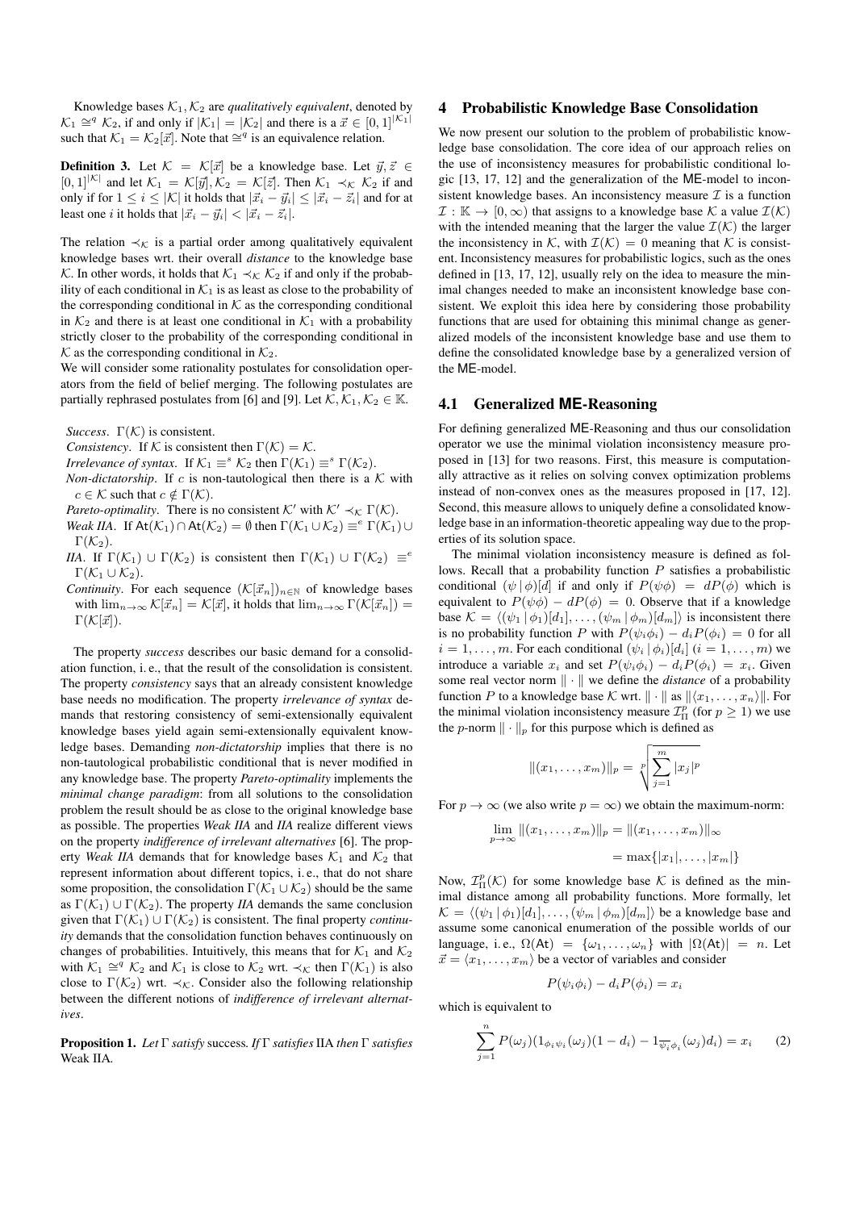Knowledge bases $\mathcal{K}_1, \mathcal{K}_2$ are *qualitatively equivalent*, denoted by $\mathcal{K}_1 \cong^q \mathcal{K}_2$, if and only if $|\mathcal{K}_1| = |\mathcal{K}_2|$ and there is a $\vec{x} \in [0,1]^{|\mathcal{K}_1|}$ such that $\mathcal{K}_1 = \mathcal{K}_2[\vec{x}]$. Note that $\cong^q$ is an equivalence relation.

**Definition 3.** Let $\mathcal{K} = \mathcal{K}[\vec{x}]$ be a knowledge base. Let $\vec{y}, \vec{z} \in [0,1]^{|\mathcal{K}|}$ and let $\mathcal{K}_1 = \mathcal{K}[\vec{y}], \mathcal{K}_2 = \mathcal{K}[\vec{z}]$. Then $\mathcal{K}_1 \prec_{\mathcal{K}} \mathcal{K}_2$ if and only if for $1 \leq i \leq |\mathcal{K}|$ it holds that $|\vec{x}_i - \vec{y}_i| \leq |\vec{x}_i - \vec{z}_i|$ and for at least one $i$ it holds that $|\vec{x}_i - \vec{y}_i| < |\vec{x}_i - \vec{z}_i|$.

The relation $\prec_{\mathcal{K}}$ is a partial order among qualitatively equivalent knowledge bases wrt. their overall *distance* to the knowledge base $\mathcal{K}$. In other words, it holds that $\mathcal{K}_1 \prec_{\mathcal{K}} \mathcal{K}_2$ if and only if the probability of each conditional in $\mathcal{K}_1$ is as least as close to the probability of the corresponding conditional in $\mathcal{K}$ as the corresponding conditional in $\mathcal{K}_2$ and there is at least one conditional in $\mathcal{K}_1$ with a probability strictly closer to the probability of the corresponding conditional in $\mathcal{K}$ as the corresponding conditional in $\mathcal{K}_2$.

We will consider some rationality postulates for consolidation operators from the field of belief merging. The following postulates are partially rephrased postulates from [6] and [9]. Let $\mathcal{K}, \mathcal{K}_1, \mathcal{K}_2 \in \mathbb{K}$.

*Success*. $\Gamma(\mathcal{K})$ is consistent.
*Consistency*. If $\mathcal{K}$ is consistent then $\Gamma(\mathcal{K}) = \mathcal{K}$.
*Irrelevance of syntax*. If $\mathcal{K}_1 \equiv^s \mathcal{K}_2$ then $\Gamma(\mathcal{K}_1) \equiv^s \Gamma(\mathcal{K}_2)$.
*Non-dictatorship*. If $c$ is non-tautological then there is a $\mathcal{K}$ with $c \in \mathcal{K}$ such that $c \notin \Gamma(\mathcal{K})$.
*Pareto-optimality*. There is no consistent $\mathcal{K}'$ with $\mathcal{K}' \prec_{\mathcal{K}} \Gamma(\mathcal{K})$.
*Weak IIA*. If $\mathsf{At}(\mathcal{K}_1) \cap \mathsf{At}(\mathcal{K}_2) = \emptyset$ then $\Gamma(\mathcal{K}_1 \cup \mathcal{K}_2) \equiv^e \Gamma(\mathcal{K}_1) \cup \Gamma(\mathcal{K}_2)$.
*IIA*. If $\Gamma(\mathcal{K}_1) \cup \Gamma(\mathcal{K}_2)$ is consistent then $\Gamma(\mathcal{K}_1) \cup \Gamma(\mathcal{K}_2) \equiv^e \Gamma(\mathcal{K}_1 \cup \mathcal{K}_2)$.
*Continuity*. For each sequence $(\mathcal{K}[\vec{x}_n])_{n \in \mathbb{N}}$ of knowledge bases with $\lim_{n\to\infty} \mathcal{K}[\vec{x}_n] = \mathcal{K}[\vec{x}]$, it holds that $\lim_{n\to\infty} \Gamma(\mathcal{K}[\vec{x}_n]) = \Gamma(\mathcal{K}[\vec{x}])$.

The property *success* describes our basic demand for a consolidation function, i. e., that the result of the consolidation is consistent. The property *consistency* says that an already consistent knowledge base needs no modification. The property *irrelevance of syntax* demands that restoring consistency of semi-extensionally equivalent knowledge bases yield again semi-extensionally equivalent knowledge bases. Demanding *non-dictatorship* implies that there is no non-tautological probabilistic conditional that is never modified in any knowledge base. The property *Pareto-optimality* implements the *minimal change paradigm*: from all solutions to the consolidation problem the result should be as close to the original knowledge base as possible. The properties *Weak IIA* and *IIA* realize different views on the property *indifference of irrelevant alternatives* [6]. The property *Weak IIA* demands that for knowledge bases $\mathcal{K}_1$ and $\mathcal{K}_2$ that represent information about different topics, i. e., that do not share some proposition, the consolidation $\Gamma(\mathcal{K}_1 \cup \mathcal{K}_2)$ should be the same as $\Gamma(\mathcal{K}_1) \cup \Gamma(\mathcal{K}_2)$. The property *IIA* demands the same conclusion given that $\Gamma(\mathcal{K}_1) \cup \Gamma(\mathcal{K}_2)$ is consistent. The final property *continuity* demands that the consolidation function behaves continuously on changes of probabilities. Intuitively, this means that for $\mathcal{K}_1$ and $\mathcal{K}_2$ with $\mathcal{K}_1 \cong^q \mathcal{K}_2$ and $\mathcal{K}_1$ is close to $\mathcal{K}_2$ wrt. $\prec_{\mathcal{K}}$ then $\Gamma(\mathcal{K}_1)$ is also close to $\Gamma(\mathcal{K}_2)$ wrt. $\prec_{\mathcal{K}}$. Consider also the following relationship between the different notions of *indifference of irrelevant alternatives*.

**Proposition 1.** *Let $\Gamma$ satisfy* success*. If $\Gamma$ satisfies* IIA *then $\Gamma$ satisfies* Weak IIA.

## 4 Probabilistic Knowledge Base Consolidation

We now present our solution to the problem of probabilistic knowledge base consolidation. The core idea of our approach relies on the use of inconsistency measures for probabilistic conditional logic [13, 17, 12] and the generalization of the $\mathsf{ME}$-model to inconsistent knowledge bases. An inconsistency measure $\mathcal{I}$ is a function $\mathcal{I} : \mathbb{K} \to [0, \infty)$ that assigns to a knowledge base $\mathcal{K}$ a value $\mathcal{I}(\mathcal{K})$ with the intended meaning that the larger the value $\mathcal{I}(\mathcal{K})$ the larger the inconsistency in $\mathcal{K}$, with $\mathcal{I}(\mathcal{K}) = 0$ meaning that $\mathcal{K}$ is consistent. Inconsistency measures for probabilistic logics, such as the ones defined in [13, 17, 12], usually rely on the idea to measure the minimal changes needed to make an inconsistent knowledge base consistent. We exploit this idea here by considering those probability functions that are used for obtaining this minimal change as generalized models of the inconsistent knowledge base and use them to define the consolidated knowledge base by a generalized version of the $\mathsf{ME}$-model.

### 4.1 Generalized ME-Reasoning

For defining generalized $\mathsf{ME}$-Reasoning and thus our consolidation operator we use the minimal violation inconsistency measure proposed in [13] for two reasons. First, this measure is computationally attractive as it relies on solving convex optimization problems instead of non-convex ones as the measures proposed in [17, 12]. Second, this measure allows to uniquely define a consolidated knowledge base in an information-theoretic appealing way due to the properties of its solution space.

The minimal violation inconsistency measure is defined as follows. Recall that a probability function $P$ satisfies a probabilistic conditional $(\psi \,|\, \phi)[d]$ if and only if $P(\psi\phi) = dP(\phi)$ which is equivalent to $P(\psi\phi) - dP(\phi) = 0$. Observe that if a knowledge base $\mathcal{K} = \langle (\psi_1 \,|\, \phi_1)[d_1], \ldots, (\psi_m \,|\, \phi_m)[d_m] \rangle$ is inconsistent there is no probability function $P$ with $P(\psi_i\phi_i) - d_i P(\phi_i) = 0$ for all $i = 1, \ldots, m$. For each conditional $(\psi_i \,|\, \phi_i)[d_i]$ $(i = 1, \ldots, m)$ we introduce a variable $x_i$ and set $P(\psi_i\phi_i) - d_i P(\phi_i) = x_i$. Given some real vector norm $\|\cdot\|$ we define the *distance* of a probability function $P$ to a knowledge base $\mathcal{K}$ wrt. $\|\cdot\|$ as $\|\langle x_1, \ldots, x_n \rangle\|$. For the minimal violation inconsistency measure $\mathcal{I}^p_{\Pi}$ (for $p \geq 1$) we use the $p$-norm $\|\cdot\|_p$ for this purpose which is defined as

$$\|(x_1, \ldots, x_m)\|_p = \sqrt[p]{\sum_{j=1}^{m} |x_j|^p}$$

For $p \to \infty$ (we also write $p = \infty$) we obtain the maximum-norm:

$$\lim_{p\to\infty} \|(x_1, \ldots, x_m)\|_p = \|(x_1, \ldots, x_m)\|_\infty = \max\{|x_1|, \ldots, |x_m|\}$$

Now, $\mathcal{I}^p_{\Pi}(\mathcal{K})$ for some knowledge base $\mathcal{K}$ is defined as the minimal distance among all probability functions. More formally, let $\mathcal{K} = \langle (\psi_1 \,|\, \phi_1)[d_1], \ldots, (\psi_m \,|\, \phi_m)[d_m] \rangle$ be a knowledge base and assume some canonical enumeration of the possible worlds of our language, i. e., $\Omega(\mathsf{At}) = \{\omega_1, \ldots, \omega_n\}$ with $|\Omega(\mathsf{At})| = n$. Let $\vec{x} = \langle x_1, \ldots, x_m \rangle$ be a vector of variables and consider

$$P(\psi_i\phi_i) - d_i P(\phi_i) = x_i$$

which is equivalent to

$$\sum_{j=1}^{n} P(\omega_j)(1_{\phi_i\psi_i}(\omega_j)(1 - d_i) - 1_{\overline{\psi_i}\phi_i}(\omega_j) d_i) = x_i \qquad (2)$$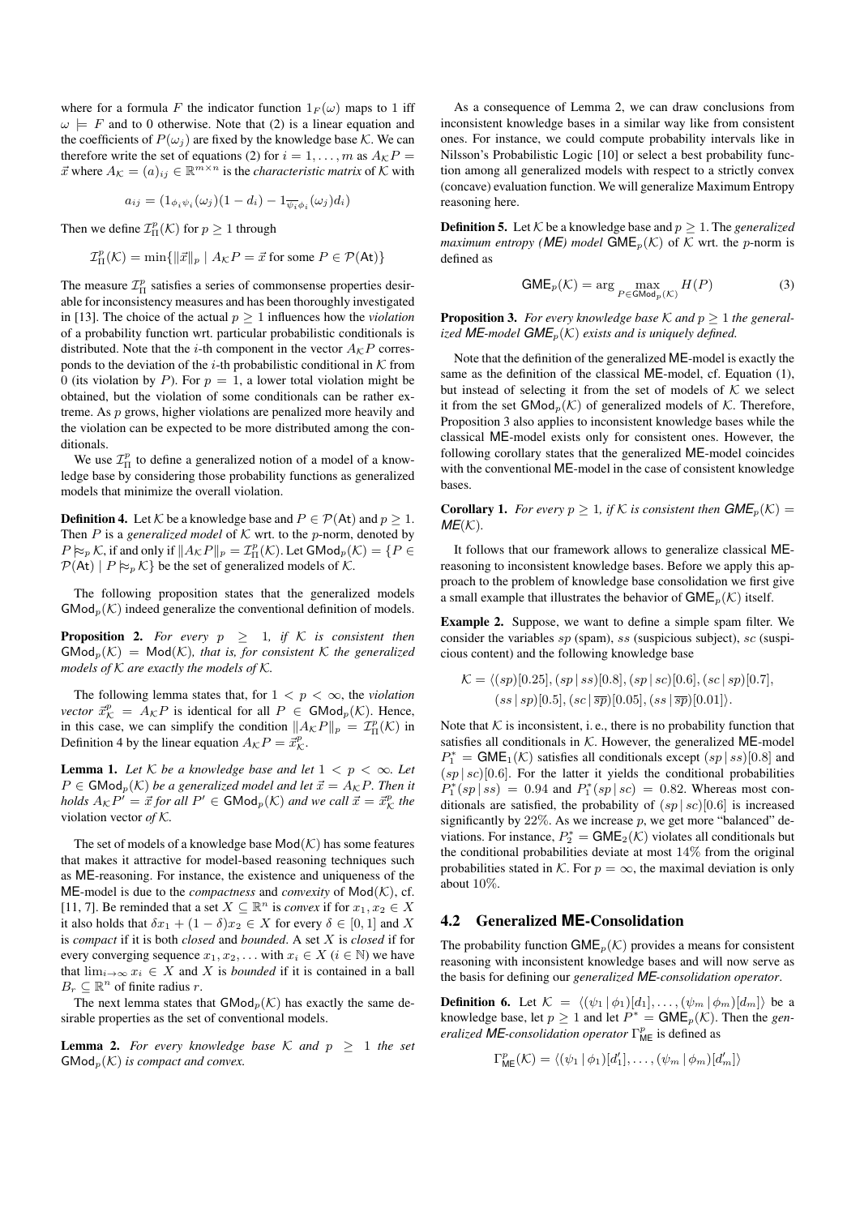where for a formula $F$ the indicator function $1_F(\omega)$ maps to 1 iff $\omega \models F$ and to 0 otherwise. Note that (2) is a linear equation and the coefficients of $P(\omega_j)$ are fixed by the knowledge base $\mathcal{K}$. We can therefore write the set of equations (2) for $i = 1, \ldots, m$ as $A_{\mathcal{K}}P = \vec{x}$ where $A_{\mathcal{K}} = (a)_{ij} \in \mathbb{R}^{m \times n}$ is the *characteristic matrix* of $\mathcal{K}$ with

$$a_{ij} = (1_{\phi_i \psi_i}(\omega_j)(1 - d_i) - 1_{\overline{\psi_i} \phi_i}(\omega_j) d_i)$$

Then we define $\mathcal{I}^p_{\Pi}(\mathcal{K})$ for $p \geq 1$ through

$$\mathcal{I}^p_{\Pi}(\mathcal{K}) = \min\{\|\vec{x}\|_p \mid A_{\mathcal{K}}P = \vec{x} \text{ for some } P \in \mathcal{P}(\mathsf{At})\}$$

The measure $\mathcal{I}^p_{\Pi}$ satisfies a series of commonsense properties desirable for inconsistency measures and has been thoroughly investigated in [13]. The choice of the actual $p \geq 1$ influences how the *violation* of a probability function wrt. particular probabilistic conditionals is distributed. Note that the $i$-th component in the vector $A_{\mathcal{K}}P$ corresponds to the deviation of the $i$-th probabilistic conditional in $\mathcal{K}$ from 0 (its violation by $P$). For $p = 1$, a lower total violation might be obtained, but the violation of some conditionals can be rather extreme. As $p$ grows, higher violations are penalized more heavily and the violation can be expected to be more distributed among the conditionals.

We use $\mathcal{I}^p_{\Pi}$ to define a generalized notion of a model of a knowledge base by considering those probability functions as generalized models that minimize the overall violation.

**Definition 4.** Let $\mathcal{K}$ be a knowledge base and $P \in \mathcal{P}(\mathsf{At})$ and $p \geq 1$. Then $P$ is a *generalized model* of $\mathcal{K}$ wrt. to the $p$-norm, denoted by $P \approx_p \mathcal{K}$, if and only if $\|A_{\mathcal{K}}P\|_p = \mathcal{I}^p_{\Pi}(\mathcal{K})$. Let $\mathsf{GMod}_p(\mathcal{K}) = \{P \in \mathcal{P}(\mathsf{At}) \mid P \approx_p \mathcal{K}\}$ be the set of generalized models of $\mathcal{K}$.

The following proposition states that the generalized models $\mathsf{GMod}_p(\mathcal{K})$ indeed generalize the conventional definition of models.

**Proposition 2.** *For every $p \geq 1$, if $\mathcal{K}$ is consistent then $\mathsf{GMod}_p(\mathcal{K}) = \mathsf{Mod}(\mathcal{K})$, that is, for consistent $\mathcal{K}$ the generalized models of $\mathcal{K}$ are exactly the models of $\mathcal{K}$.*

The following lemma states that, for $1 < p < \infty$, the *violation vector* $\vec{x}^p_{\mathcal{K}} = A_{\mathcal{K}}P$ is identical for all $P \in \mathsf{GMod}_p(\mathcal{K})$. Hence, in this case, we can simplify the condition $\|A_{\mathcal{K}}P\|_p = \mathcal{I}^p_{\Pi}(\mathcal{K})$ in Definition 4 by the linear equation $A_{\mathcal{K}}P = \vec{x}^p_{\mathcal{K}}$.

**Lemma 1.** *Let $\mathcal{K}$ be a knowledge base and let $1 < p < \infty$. Let $P \in \mathsf{GMod}_p(\mathcal{K})$ be a generalized model and let $\vec{x} = A_{\mathcal{K}}P$. Then it holds $A_{\mathcal{K}}P' = \vec{x}$ for all $P' \in \mathsf{GMod}_p(\mathcal{K})$ and we call $\vec{x} = \vec{x}^p_{\mathcal{K}}$ the* violation vector *of $\mathcal{K}$.*

The set of models of a knowledge base $\mathsf{Mod}(\mathcal{K})$ has some features that makes it attractive for model-based reasoning techniques such as ME-reasoning. For instance, the existence and uniqueness of the ME-model is due to the *compactness* and *convexity* of $\mathsf{Mod}(\mathcal{K})$, cf. [11, 7]. Be reminded that a set $X \subseteq \mathbb{R}^n$ is *convex* if for $x_1, x_2 \in X$ it also holds that $\delta x_1 + (1 - \delta)x_2 \in X$ for every $\delta \in [0, 1]$ and $X$ is *compact* if it is both *closed* and *bounded*. A set $X$ is *closed* if for every converging sequence $x_1, x_2, \ldots$ with $x_i \in X$ ($i \in \mathbb{N}$) we have that $\lim_{i \to \infty} x_i \in X$ and $X$ is *bounded* if it is contained in a ball $B_r \subseteq \mathbb{R}^n$ of finite radius $r$.

The next lemma states that $\mathsf{GMod}_p(\mathcal{K})$ has exactly the same desirable properties as the set of conventional models.

**Lemma 2.** *For every knowledge base $\mathcal{K}$ and $p \geq 1$ the set $\mathsf{GMod}_p(\mathcal{K})$ is compact and convex.*

As a consequence of Lemma 2, we can draw conclusions from inconsistent knowledge bases in a similar way like from consistent ones. For instance, we could compute probability intervals like in Nilsson's Probabilistic Logic [10] or select a best probability function among all generalized models with respect to a strictly convex (concave) evaluation function. We will generalize Maximum Entropy reasoning here.

**Definition 5.** Let $\mathcal{K}$ be a knowledge base and $p \geq 1$. The *generalized maximum entropy (ME) model* $\mathsf{GME}_p(\mathcal{K})$ of $\mathcal{K}$ wrt. the $p$-norm is defined as

$$\mathsf{GME}_p(\mathcal{K}) = \arg \max_{P \in \mathsf{GMod}_p(\mathcal{K})} H(P) \tag{3}$$

**Proposition 3.** *For every knowledge base $\mathcal{K}$ and $p \geq 1$ the generalized ME-model $\mathsf{GME}_p(\mathcal{K})$ exists and is uniquely defined.*

Note that the definition of the generalized ME-model is exactly the same as the definition of the classical ME-model, cf. Equation (1), but instead of selecting it from the set of models of $\mathcal{K}$ we select it from the set $\mathsf{GMod}_p(\mathcal{K})$ of generalized models of $\mathcal{K}$. Therefore, Proposition 3 also applies to inconsistent knowledge bases while the classical ME-model exists only for consistent ones. However, the following corollary states that the generalized ME-model coincides with the conventional ME-model in the case of consistent knowledge bases.

**Corollary 1.** *For every $p \geq 1$, if $\mathcal{K}$ is consistent then $\mathsf{GME}_p(\mathcal{K}) = \mathsf{ME}(\mathcal{K})$.*

It follows that our framework allows to generalize classical ME-reasoning to inconsistent knowledge bases. Before we apply this approach to the problem of knowledge base consolidation we first give a small example that illustrates the behavior of $\mathsf{GME}_p(\mathcal{K})$ itself.

**Example 2.** Suppose, we want to define a simple spam filter. We consider the variables $sp$ (spam), $ss$ (suspicious subject), $sc$ (suspicious content) and the following knowledge base

$$\mathcal{K} = \langle (sp)[0.25], (sp \mid ss)[0.8], (sp \mid sc)[0.6], (sc \mid sp)[0.7], (ss \mid sp)[0.5], (sc \mid \overline{sp})[0.05], (ss \mid \overline{sp})[0.01] \rangle.$$

Note that $\mathcal{K}$ is inconsistent, i. e., there is no probability function that satisfies all conditionals in $\mathcal{K}$. However, the generalized ME-model $P_1^* = \mathsf{GME}_1(\mathcal{K})$ satisfies all conditionals except $(sp \mid ss)[0.8]$ and $(sp \mid sc)[0.6]$. For the latter it yields the conditional probabilities $P_1^*(sp \mid ss) = 0.94$ and $P_1^*(sp \mid sc) = 0.82$. Whereas most conditionals are satisfied, the probability of $(sp \mid sc)[0.6]$ is increased significantly by 22%. As we increase $p$, we get more "balanced" deviations. For instance, $P_2^* = \mathsf{GME}_2(\mathcal{K})$ violates all conditionals but the conditional probabilities deviate at most 14% from the original probabilities stated in $\mathcal{K}$. For $p = \infty$, the maximal deviation is only about 10%.

### 4.2 Generalized ME-Consolidation

The probability function $\mathsf{GME}_p(\mathcal{K})$ provides a means for consistent reasoning with inconsistent knowledge bases and will now serve as the basis for defining our *generalized ME-consolidation operator*.

**Definition 6.** Let $\mathcal{K} = \langle (\psi_1 \mid \phi_1)[d_1], \ldots, (\psi_m \mid \phi_m)[d_m] \rangle$ be a knowledge base, let $p \geq 1$ and let $P^* = \mathsf{GME}_p(\mathcal{K})$. Then the *generalized ME-consolidation operator* $\Gamma^p_{\mathsf{ME}}$ is defined as

$$\Gamma^p_{\mathsf{ME}}(\mathcal{K}) = \langle (\psi_1 \mid \phi_1)[d'_1], \ldots, (\psi_m \mid \phi_m)[d'_m] \rangle$$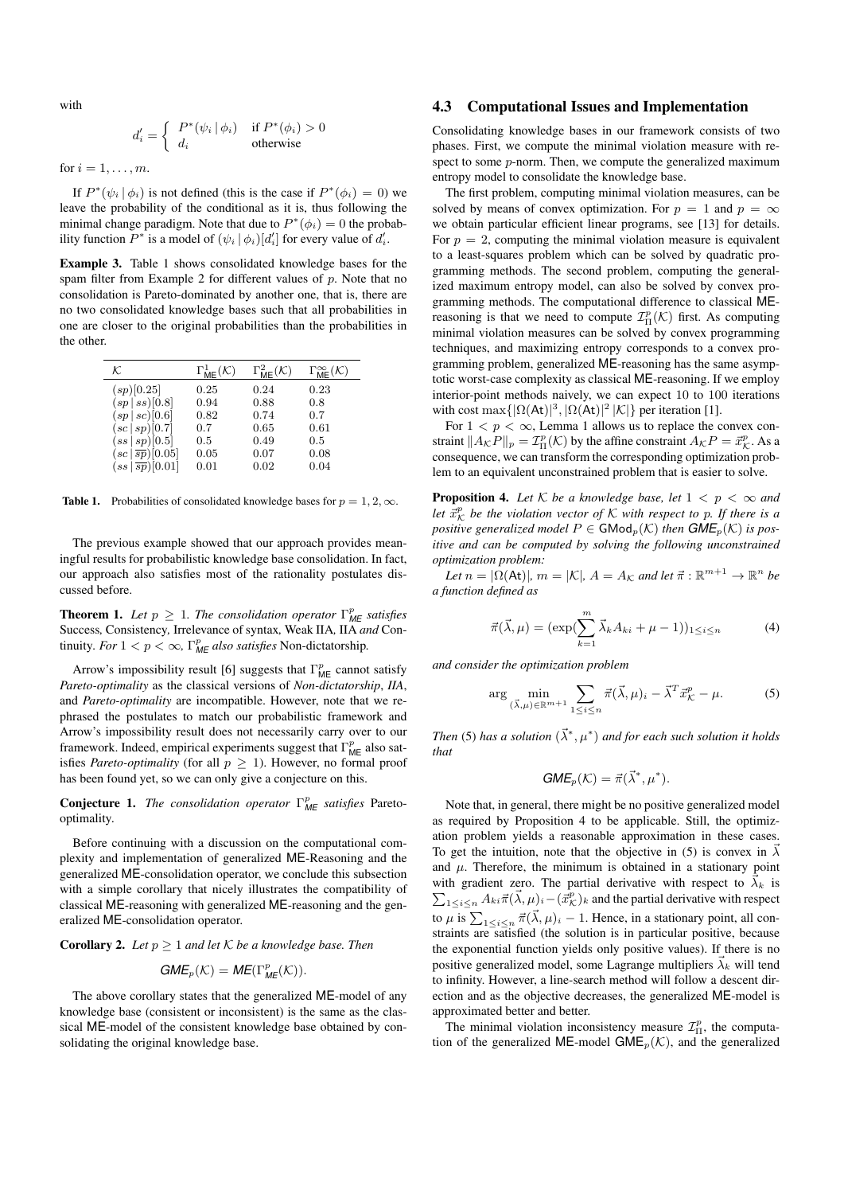with

$$d_i' = \begin{cases} P^*(\psi_i \mid \phi_i) & \text{if } P^*(\phi_i) > 0 \\ d_i & \text{otherwise} \end{cases}$$

for $i = 1, \ldots, m$.

If $P^*(\psi_i \mid \phi_i)$ is not defined (this is the case if $P^*(\phi_i) = 0$) we leave the probability of the conditional as it is, thus following the minimal change paradigm. Note that due to $P^*(\phi_i) = 0$ the probability function $P^*$ is a model of $(\psi_i \mid \phi_i)[d_i']$ for every value of $d_i'$.

**Example 3.** Table 1 shows consolidated knowledge bases for the spam filter from Example 2 for different values of $p$. Note that no consolidation is Pareto-dominated by another one, that is, there are no two consolidated knowledge bases such that all probabilities in one are closer to the original probabilities than the probabilities in the other.

| $\mathcal{K}$ | $\Gamma^1_{\mathsf{ME}}(\mathcal{K})$ | $\Gamma^2_{\mathsf{ME}}(\mathcal{K})$ | $\Gamma^\infty_{\mathsf{ME}}(\mathcal{K})$ |
|---|---|---|---|
| $(sp)[0.25]$ | 0.25 | 0.24 | 0.23 |
| $(sp \mid ss)[0.8]$ | 0.94 | 0.88 | 0.8 |
| $(sp \mid sc)[0.6]$ | 0.82 | 0.74 | 0.7 |
| $(sc \mid sp)[0.7]$ | 0.7 | 0.65 | 0.61 |
| $(ss \mid sp)[0.5]$ | 0.5 | 0.49 | 0.5 |
| $(sc \mid \overline{sp})[0.05]$ | 0.05 | 0.07 | 0.08 |
| $(ss \mid \overline{sp})[0.01]$ | 0.01 | 0.02 | 0.04 |

**Table 1.** Probabilities of consolidated knowledge bases for $p = 1, 2, \infty$.

The previous example showed that our approach provides meaningful results for probabilistic knowledge base consolidation. In fact, our approach also satisfies most of the rationality postulates discussed before.

**Theorem 1.** *Let $p \geq 1$. The consolidation operator $\Gamma^p_{\mathsf{ME}}$ satisfies* Success, Consistency, Irrelevance of syntax, Weak IIA, IIA *and* Continuity. *For $1 < p < \infty$, $\Gamma^p_{\mathsf{ME}}$ also satisfies* Non-dictatorship.

Arrow's impossibility result [6] suggests that $\Gamma^p_{\mathsf{ME}}$ cannot satisfy *Pareto-optimality* as the classical versions of *Non-dictatorship*, *IIA*, and *Pareto-optimality* are incompatible. However, note that we rephrased the postulates to match our probabilistic framework and Arrow's impossibility result does not necessarily carry over to our framework. Indeed, empirical experiments suggest that $\Gamma^p_{\mathsf{ME}}$ also satisfies *Pareto-optimality* (for all $p \geq 1$). However, no formal proof has been found yet, so we can only give a conjecture on this.

**Conjecture 1.** *The consolidation operator $\Gamma^p_{\mathsf{ME}}$ satisfies* Pareto-optimality.

Before continuing with a discussion on the computational complexity and implementation of generalized ME-Reasoning and the generalized ME-consolidation operator, we conclude this subsection with a simple corollary that nicely illustrates the compatibility of classical ME-reasoning with generalized ME-reasoning and the generalized ME-consolidation operator.

**Corollary 2.** *Let $p \geq 1$ and let $\mathcal{K}$ be a knowledge base. Then*

$$\mathsf{GME}_p(\mathcal{K}) = \mathsf{ME}(\Gamma^p_{\mathsf{ME}}(\mathcal{K})).$$

The above corollary states that the generalized ME-model of any knowledge base (consistent or inconsistent) is the same as the classical ME-model of the consistent knowledge base obtained by consolidating the original knowledge base.

### 4.3 Computational Issues and Implementation

Consolidating knowledge bases in our framework consists of two phases. First, we compute the minimal violation measure with respect to some $p$-norm. Then, we compute the generalized maximum entropy model to consolidate the knowledge base.

The first problem, computing minimal violation measures, can be solved by means of convex optimization. For $p = 1$ and $p = \infty$ we obtain particular efficient linear programs, see [13] for details. For $p = 2$, computing the minimal violation measure is equivalent to a least-squares problem which can be solved by quadratic programming methods. The second problem, computing the generalized maximum entropy model, can also be solved by convex programming methods. The computational difference to classical ME-reasoning is that we need to compute $\mathcal{I}^p_\Pi(\mathcal{K})$ first. As computing minimal violation measures can be solved by convex programming techniques, and maximizing entropy corresponds to a convex programming problem, generalized ME-reasoning has the same asymptotic worst-case complexity as classical ME-reasoning. If we employ interior-point methods naively, we can expect 10 to 100 iterations with cost $\max\{|\Omega(\mathsf{At})|^3, |\Omega(\mathsf{At})|^2\,|\mathcal{K}|\}$ per iteration [1].

For $1 < p < \infty$, Lemma 1 allows us to replace the convex constraint $\|A_\mathcal{K} P\|_p = \mathcal{I}^p_\Pi(\mathcal{K})$ by the affine constraint $A_\mathcal{K} P = \vec{x}^p_\mathcal{K}$. As a consequence, we can transform the corresponding optimization problem to an equivalent unconstrained problem that is easier to solve.

**Proposition 4.** *Let $\mathcal{K}$ be a knowledge base, let $1 < p < \infty$ and let $\vec{x}^p_\mathcal{K}$ be the violation vector of $\mathcal{K}$ with respect to $p$. If there is a positive generalized model $P \in \mathsf{GMod}_p(\mathcal{K})$ then $\mathsf{GME}_p(\mathcal{K})$ is positive and can be computed by solving the following unconstrained optimization problem:*

*Let $n = |\Omega(\mathsf{At})|$, $m = |\mathcal{K}|$, $A = A_\mathcal{K}$ and let $\vec{\pi} : \mathbb{R}^{m+1} \to \mathbb{R}^n$ be a function defined as*

$$\vec{\pi}(\vec{\lambda}, \mu) = (\exp(\sum_{k=1}^{m} \vec{\lambda}_k A_{ki} + \mu - 1))_{1 \leq i \leq n} \tag{4}$$

*and consider the optimization problem*

$$\arg \min_{(\vec{\lambda}, \mu) \in \mathbb{R}^{m+1}} \sum_{1 \leq i \leq n} \vec{\pi}(\vec{\lambda}, \mu)_i - \vec{\lambda}^T \vec{x}^p_\mathcal{K} - \mu. \tag{5}$$

*Then* (5) *has a solution $(\vec{\lambda}^*, \mu^*)$ and for each such solution it holds that*

$$\mathsf{GME}_p(\mathcal{K}) = \vec{\pi}(\vec{\lambda}^*, \mu^*).$$

Note that, in general, there might be no positive generalized model as required by Proposition 4 to be applicable. Still, the optimization problem yields a reasonable approximation in these cases. To get the intuition, note that the objective in (5) is convex in $\vec{\lambda}$ and $\mu$. Therefore, the minimum is obtained in a stationary point with gradient zero. The partial derivative with respect to $\vec{\lambda}_k$ is $\sum_{1 \leq i \leq n} A_{ki} \vec{\pi}(\vec{\lambda}, \mu)_i - (\vec{x}^p_\mathcal{K})_k$ and the partial derivative with respect to $\mu$ is $\sum_{1 \leq i \leq n} \vec{\pi}(\vec{\lambda}, \mu)_i - 1$. Hence, in a stationary point, all constraints are satisfied (the solution is in particular positive, because the exponential function yields only positive values). If there is no positive generalized model, some Lagrange multipliers $\vec{\lambda}_k$ will tend to infinity. However, a line-search method will follow a descent direction and as the objective decreases, the generalized ME-model is approximated better and better.

The minimal violation inconsistency measure $\mathcal{I}^p_\Pi$, the computation of the generalized ME-model $\mathsf{GME}_p(\mathcal{K})$, and the generalized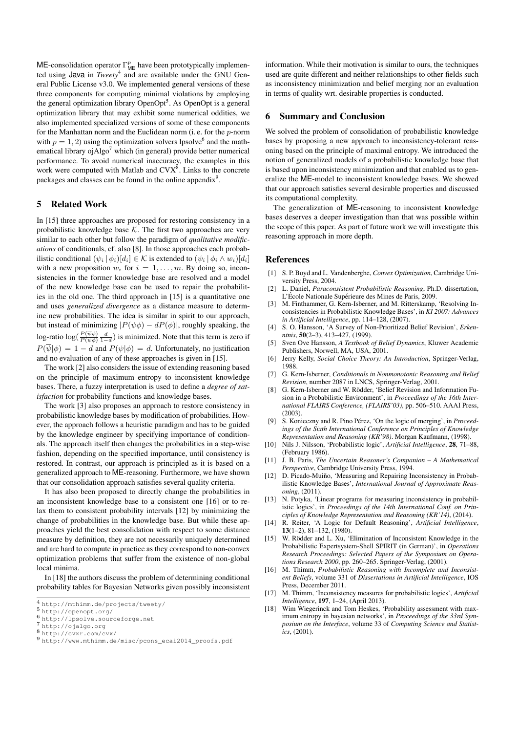ME-consolidation operator $\Gamma^p_{\mathsf{ME}}$ have been prototypically implemented using Java in *Tweety*[4] and are available under the GNU General Public License v3.0. We implemented general versions of these three components for computing minimal violations by employing the general optimization library OpenOpt[5]. As OpenOpt is a general optimization library that may exhibit some numerical oddities, we also implemented specialized versions of some of these components for the Manhattan norm and the Euclidean norm (i. e. for the $p$-norm with $p = 1, 2$) using the optimization solvers lpsolve[6] and the mathematical library ojAlgo[7] which (in general) provide better numerical performance. To avoid numerical inaccuracy, the examples in this work were computed with Matlab and CVX[8]. Links to the concrete packages and classes can be found in the online appendix[9].

## 5 Related Work

In [15] three approaches are proposed for restoring consistency in a probabilistic knowledge base $\mathcal{K}$. The first two approaches are very similar to each other but follow the paradigm of *qualitative modifications* of conditionals, cf. also [8]. In those approaches each probabilistic conditional $(\psi_i \,|\, \phi_i)[d_i] \in \mathcal{K}$ is extended to $(\psi_i \,|\, \phi_i \wedge w_i)[d_i]$ with a new proposition $w_i$ for $i = 1, \ldots, m$. By doing so, inconsistencies in the former knowledge base are resolved and a model of the new knowledge base can be used to repair the probabilities in the old one. The third approach in [15] is a quantitative one and uses *generalized divergence* as a distance measure to determine new probabilities. The idea is similar in spirit to our approach, but instead of minimizing $|P(\psi\phi) - dP(\phi)|$, roughly speaking, the log-ratio $\log(\frac{P(\overline{\psi}\phi)}{P(\psi\phi)} \frac{d}{1-d})$ is minimized. Note that this term is zero if $P(\overline{\psi}|\phi) = 1 - d$ and $P(\psi|\phi) = d$. Unfortunately, no justification and no evaluation of any of these approaches is given in [15].

The work [2] also considers the issue of extending reasoning based on the principle of maximum entropy to inconsistent knowledge bases. There, a fuzzy interpretation is used to define a *degree of satisfaction* for probability functions and knowledge bases.

The work [3] also proposes an approach to restore consistency in probabilistic knowledge bases by modification of probabilities. However, the approach follows a heuristic paradigm and has to be guided by the knowledge engineer by specifying importance of conditionals. The approach itself then changes the probabilities in a step-wise fashion, depending on the specified importance, until consistency is restored. In contrast, our approach is principled as it is based on a generalized approach to ME-reasoning. Furthermore, we have shown that our consolidation approach satisfies several quality criteria.

It has also been proposed to directly change the probabilities in an inconsistent knowledge base to a consistent one [16] or to relax them to consistent probability intervals [12] by minimizing the change of probabilities in the knowledge base. But while these approaches yield the best consolidation with respect to some distance measure by definition, they are not necessarily uniquely determined and are hard to compute in practice as they correspond to non-convex optimization problems that suffer from the existence of non-global local minima.

In [18] the authors discuss the problem of determining conditional probability tables for Bayesian Networks given possibly inconsistent information. While their motivation is similar to ours, the techniques used are quite different and neither relationships to other fields such as inconsistency minimization and belief merging nor an evaluation in terms of quality wrt. desirable properties is conducted.

## 6 Summary and Conclusion

We solved the problem of consolidation of probabilistic knowledge bases by proposing a new approach to inconsistency-tolerant reasoning based on the principle of maximal entropy. We introduced the notion of generalized models of a probabilistic knowledge base that is based upon inconsistency minimization and that enabled us to generalize the ME-model to inconsistent knowledge bases. We showed that our approach satisfies several desirable properties and discussed its computational complexity.

The generalization of ME-reasoning to inconsistent knowledge bases deserves a deeper investigation than that was possible within the scope of this paper. As part of future work we will investigate this reasoning approach in more depth.

## References

- [1] S. P. Boyd and L. Vandenberghe, *Convex Optimization*, Cambridge University Press, 2004.
- [2] L. Daniel, *Paraconsistent Probabilistic Reasoning*, Ph.D. dissertation, L'École Nationale Supérieure des Mines de Paris, 2009.
- [3] M. Finthammer, G. Kern-Isberner, and M. Ritterskamp, 'Resolving Inconsistencies in Probabilistic Knowledge Bases', in *KI 2007: Advances in Artificial Intelligence*, pp. 114–128, (2007).
- [4] S. O. Hansson, 'A Survey of Non-Prioritized Belief Revision', *Erkenntnis*, **50**(2–3), 413–427, (1999).
- [5] Sven Ove Hansson, *A Textbook of Belief Dynamics*, Kluwer Academic Publishers, Norwell, MA, USA, 2001.
- [6] Jerry Kelly, *Social Choice Theory: An Introduction*, Springer-Verlag, 1988.
- [7] G. Kern-Isberner, *Conditionals in Nonmonotonic Reasoning and Belief Revision*, number 2087 in LNCS, Springer-Verlag, 2001.
- [8] G. Kern-Isberner and W. Rödder, 'Belief Revision and Information Fusion in a Probabilistic Environment', in *Proceedings of the 16th International FLAIRS Conference, (FLAIRS'03)*, pp. 506–510. AAAI Press, (2003).
- [9] S. Konieczny and R. Pino Pérez, 'On the logic of merging', in *Proceedings of the Sixth International Conference on Principles of Knowledge Representation and Reasoning (KR'98)*. Morgan Kaufmann, (1998).
- [10] Nils J. Nilsson, 'Probabilistic logic', *Artificial Intelligence*, **28**, 71–88, (February 1986).
- [11] J. B. Paris, *The Uncertain Reasoner's Companion – A Mathematical Perspective*, Cambridge University Press, 1994.
- [12] D. Picado-Muiño, 'Measuring and Repairing Inconsistency in Probabilistic Knowledge Bases', *International Journal of Approximate Reasoning*, (2011).
- [13] N. Potyka, 'Linear programs for measuring inconsistency in probabilistic logics', in *Proceedings of the 14th International Conf. on Principles of Knowledge Representation and Reasoning (KR'14)*, (2014).
- [14] R. Reiter, 'A Logic for Default Reasoning', *Artificial Intelligence*, **13**(1–2), 81–132, (1980).
- [15] W. Rödder and L. Xu, 'Elimination of Inconsistent Knowledge in the Probabilistic Expertsystem-Shell SPIRIT (in German)', in *Operations Research Proceedings: Selected Papers of the Symposium on Operations Research 2000*, pp. 260–265. Springer-Verlag, (2001).
- [16] M. Thimm, *Probabilistic Reasoning with Incomplete and Inconsistent Beliefs*, volume 331 of *Dissertations in Artificial Intelligence*, IOS Press, December 2011.
- [17] M. Thimm, 'Inconsistency measures for probabilistic logics', *Artificial Intelligence*, **197**, 1–24, (April 2013).
- [18] Wim Wiegerinck and Tom Heskes, 'Probability assessment with maximum entropy in bayesian networks', in *Proceedings of the 33rd Symposium on the Interface*, volume 33 of *Computing Science and Statistics*, (2001).

---

[4] http://mthimm.de/projects/tweety/
[5] http://openopt.org/
[6] http://lpsolve.sourceforge.net
[7] http://ojalgo.org
[8] http://cvxr.com/cvx/
[9] http://www.mthimm.de/misc/pcons_ecai2014_proofs.pdf